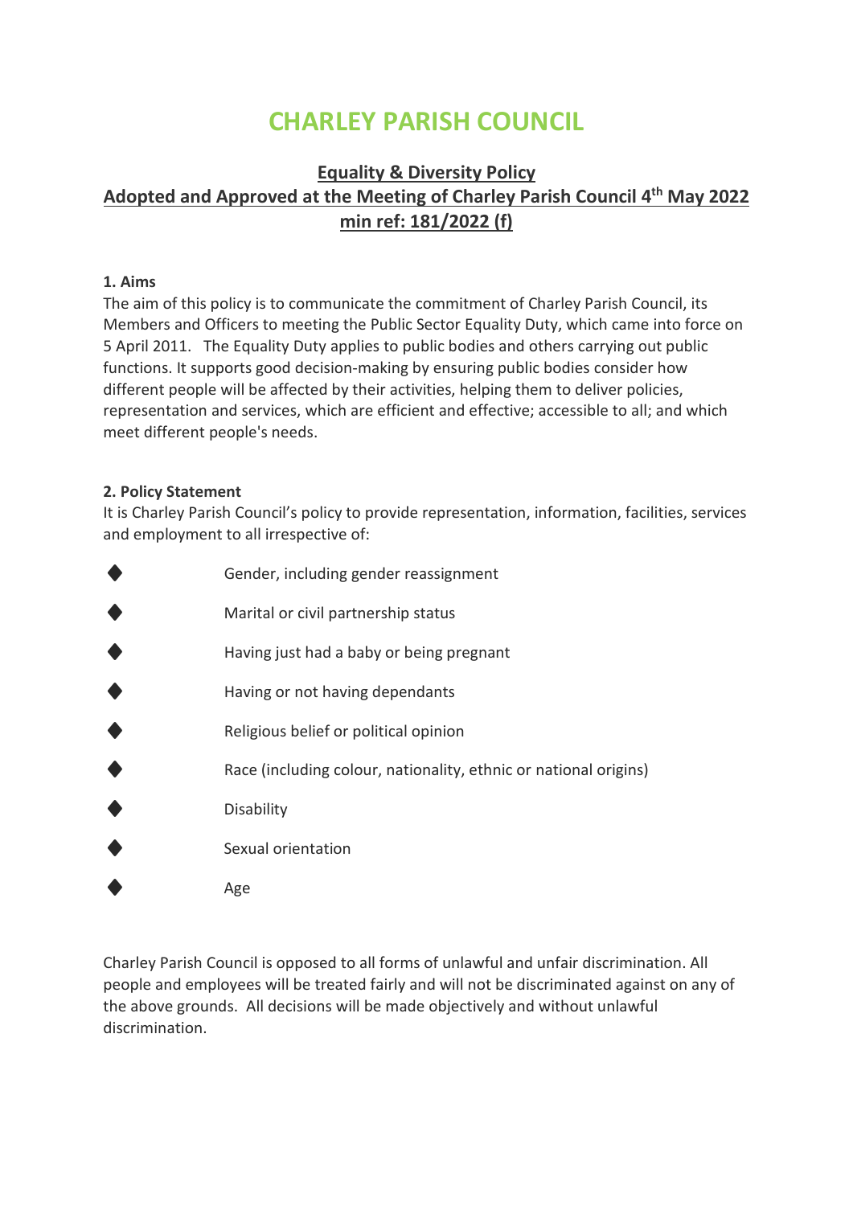# CHARLEY PARISH COUNCIL

## Equality & Diversity Policy

## Adopted and Approved at the Meeting of Charley Parish Council 4th May 2022 min ref: 181/2022 (f)

**1. Aims**

The aim of this policy is to communicate the commitment of Charley Parish Council, its Members and Officers to meeting the Public Sector Equality Duty, which came into force on 5 April 2011. The Equality Duty applies to public bodies and others carrying out public functions. It supports good decision-making by ensuring public bodies consider how different people will be affected by their activities, helping them to deliver policies, representation and services, which are efficient and effective; accessible to all; and which meet different people's needs.

**2. Policy Statement**

It is Charley Parish Council's policy to provide representation, information, facilities, services and employment to all irrespective of:

- Gender, including gender reassignment
- Marital or civil partnership status
- Having just had a baby or being pregnant
- Having or not having dependants
- Religious belief or political opinion
- Race (including colour, nationality, ethnic or national origins)
- Disability
- Sexual orientation
- Age

Charley Parish Council is opposed to all forms of unlawful and unfair discrimination. All people and employees will be treated fairly and will not be discriminated against on any of the above grounds. All decisions will be made objectively and without unlawful discrimination.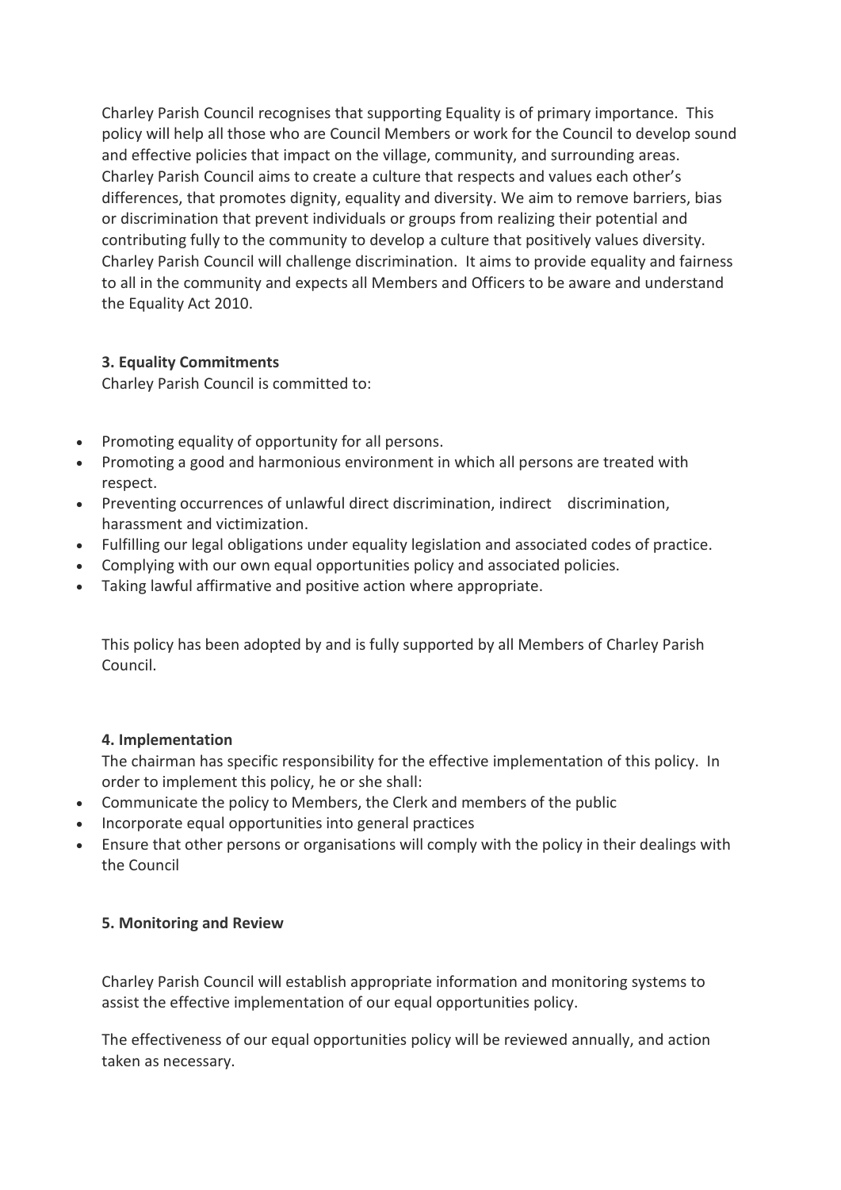Charley Parish Council recognises that supporting Equality is of primary importance. This policy will help all those who are Council Members or work for the Council to develop sound and effective policies that impact on the village, community, and surrounding areas. Charley Parish Council aims to create a culture that respects and values each other's differences, that promotes dignity, equality and diversity. We aim to remove barriers, bias or discrimination that prevent individuals or groups from realizing their potential and contributing fully to the community to develop a culture that positively values diversity. Charley Parish Council will challenge discrimination. It aims to provide equality and fairness to all in the community and expects all Members and Officers to be aware and understand the Equality Act 2010.

**3. Equality Commitments**

Charley Parish Council is committed to:

- Promoting equality of opportunity for all persons.
- Promoting a good and harmonious environment in which all persons are treated with respect.
- Preventing occurrences of unlawful direct discrimination, indirect discrimination, harassment and victimization.
- Fulfilling our legal obligations under equality legislation and associated codes of practice.
- Complying with our own equal opportunities policy and associated policies.
- Taking lawful affirmative and positive action where appropriate.

This policy has been adopted by and is fully supported by all Members of Charley Parish Council.

**4. Implementation**

The chairman has specific responsibility for the effective implementation of this policy. In order to implement this policy, he or she shall:

- Communicate the policy to Members, the Clerk and members of the public
- Incorporate equal opportunities into general practices
- Ensure that other persons or organisations will comply with the policy in their dealings with the Council

**5. Monitoring and Review**

Charley Parish Council will establish appropriate information and monitoring systems to assist the effective implementation of our equal opportunities policy.

The effectiveness of our equal opportunities policy will be reviewed annually, and action taken as necessary.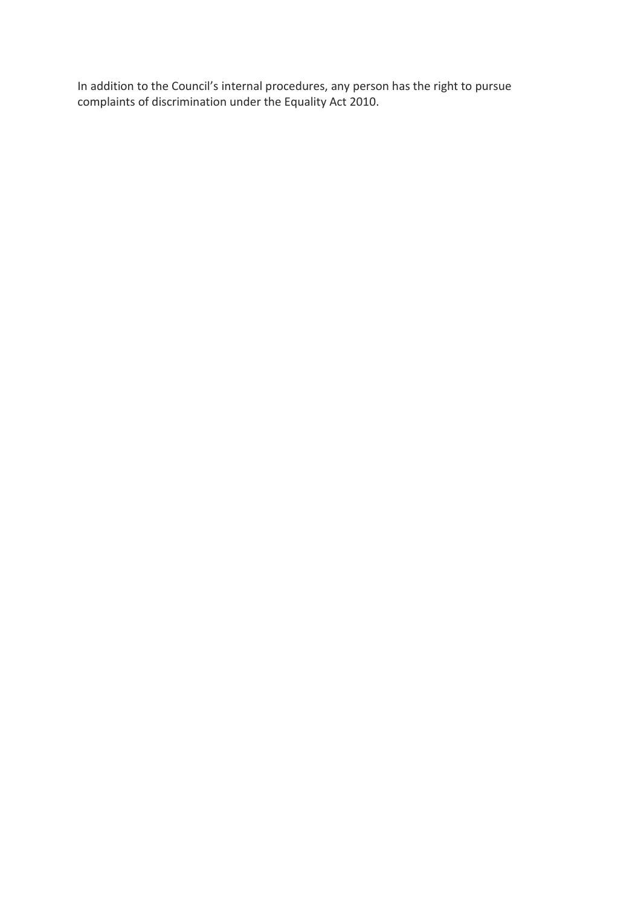In addition to the Council's internal procedures, any person has the right to pursue complaints of discrimination under the Equality Act 2010.